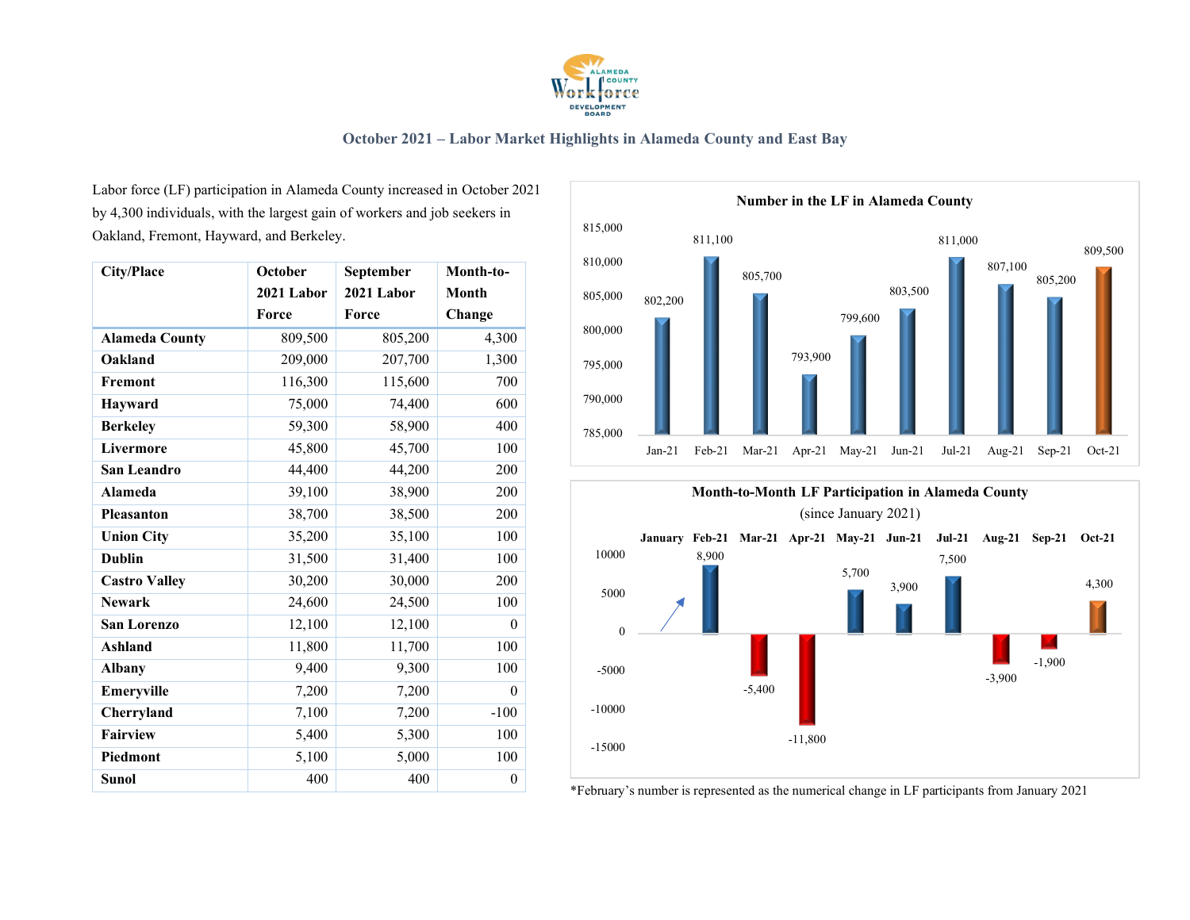# October 2021 – Labor Market Highlights in Alameda County and East Bay

Labor force (LF) participation in Alameda County increased in October 2021 by 4,300 individuals, with the largest gain of workers and job seekers in Oakland, Fremont, Hayward, and Berkeley.

| City/Place | October 2021 Labor Force | September 2021 Labor Force | Month-to-Month Change |
|---|---|---|---|
| **Alameda County** | 809,500 | 805,200 | 4,300 |
| **Oakland** | 209,000 | 207,700 | 1,300 |
| **Fremont** | 116,300 | 115,600 | 700 |
| **Hayward** | 75,000 | 74,400 | 600 |
| **Berkeley** | 59,300 | 58,900 | 400 |
| **Livermore** | 45,800 | 45,700 | 100 |
| **San Leandro** | 44,400 | 44,200 | 200 |
| **Alameda** | 39,100 | 38,900 | 200 |
| **Pleasanton** | 38,700 | 38,500 | 200 |
| **Union City** | 35,200 | 35,100 | 100 |
| **Dublin** | 31,500 | 31,400 | 100 |
| **Castro Valley** | 30,200 | 30,000 | 200 |
| **Newark** | 24,600 | 24,500 | 100 |
| **San Lorenzo** | 12,100 | 12,100 | 0 |
| **Ashland** | 11,800 | 11,700 | 100 |
| **Albany** | 9,400 | 9,300 | 100 |
| **Emeryville** | 7,200 | 7,200 | 0 |
| **Cherryland** | 7,100 | 7,200 | -100 |
| **Fairview** | 5,400 | 5,300 | 100 |
| **Piedmont** | 5,100 | 5,000 | 100 |
| **Sunol** | 400 | 400 | 0 |

**Number in the LF in Alameda County**

| Jan-21 | Feb-21 | Mar-21 | Apr-21 | May-21 | Jun-21 | Jul-21 | Aug-21 | Sep-21 | Oct-21 |
|---|---|---|---|---|---|---|---|---|---|
| 802,200 | 811,100 | 805,700 | 793,900 | 799,600 | 803,500 | 811,000 | 807,100 | 805,200 | 809,500 |

**Month-to-Month LF Participation in Alameda County**

(since January 2021)

| January | Feb-21 | Mar-21 | Apr-21 | May-21 | Jun-21 | Jul-21 | Aug-21 | Sep-21 | Oct-21 |
|---|---|---|---|---|---|---|---|---|---|
| | 8,900 | -5,400 | -11,800 | 5,700 | 3,900 | 7,500 | -3,900 | -1,900 | 4,300 |

*February's number is represented as the numerical change in LF participants from January 2021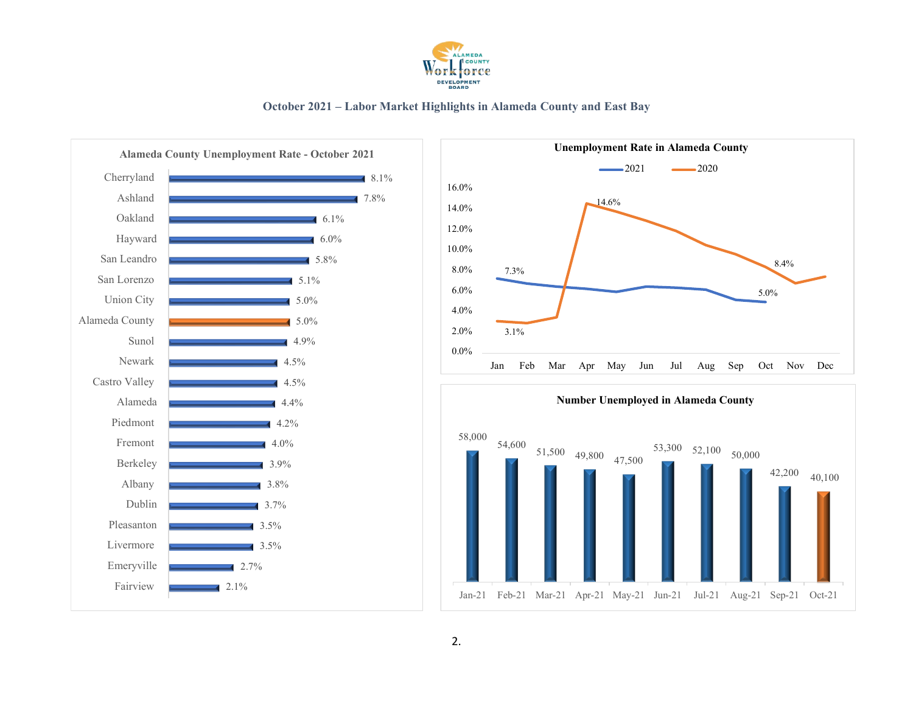## October 2021 – Labor Market Highlights in Alameda County and East Bay

### Alameda County Unemployment Rate - October 2021

| Area | Rate |
|---|---|
| Cherryland | 8.1% |
| Ashland | 7.8% |
| Oakland | 6.1% |
| Hayward | 6.0% |
| San Leandro | 5.8% |
| San Lorenzo | 5.1% |
| Union City | 5.0% |
| Alameda County | 5.0% |
| Sunol | 4.9% |
| Newark | 4.5% |
| Castro Valley | 4.5% |
| Alameda | 4.4% |
| Piedmont | 4.2% |
| Fremont | 4.0% |
| Berkeley | 3.9% |
| Albany | 3.8% |
| Dublin | 3.7% |
| Pleasanton | 3.5% |
| Livermore | 3.5% |
| Emeryville | 2.7% |
| Fairview | 2.1% |

### Unemployment Rate in Alameda County

| Year | Jan | Mar | Apr | Oct |
|---|---|---|---|---|
| 2021 | 7.3% | | | 5.0% |
| 2020 | 3.1% | | 14.6% | 8.4% |

### Number Unemployed in Alameda County

| Jan-21 | Feb-21 | Mar-21 | Apr-21 | May-21 | Jun-21 | Jul-21 | Aug-21 | Sep-21 | Oct-21 |
|---|---|---|---|---|---|---|---|---|---|
| 58,000 | 54,600 | 51,500 | 49,800 | 47,500 | 53,300 | 52,100 | 50,000 | 42,200 | 40,100 |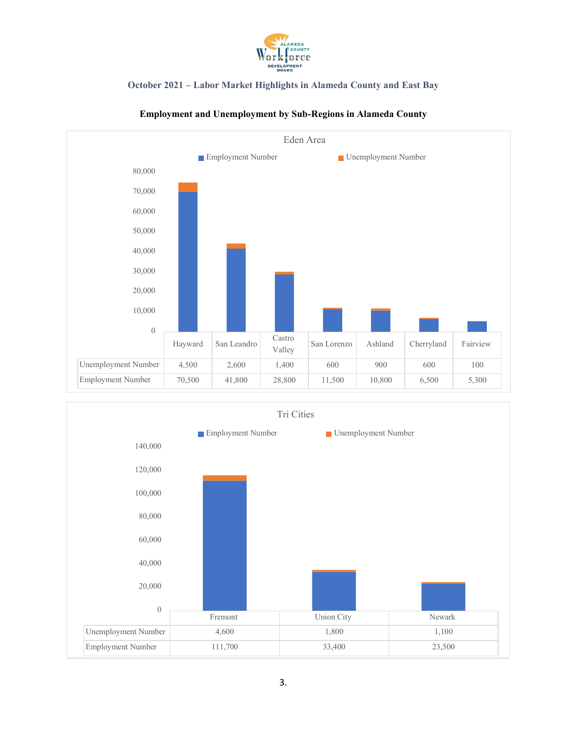### October 2021 – Labor Market Highlights in Alameda County and East Bay

#### Employment and Unemployment by Sub-Regions in Alameda County

**Eden Area**

| | Hayward | San Leandro | Castro Valley | San Lorenzo | Ashland | Cherryland | Fairview |
|---|---|---|---|---|---|---|---|
| Unemployment Number | 4,500 | 2,600 | 1,400 | 600 | 900 | 600 | 100 |
| Employment Number | 70,500 | 41,800 | 28,800 | 11,500 | 10,800 | 6,500 | 5,300 |

**Tri Cities**

| | Fremont | Union City | Newark |
|---|---|---|---|
| Unemployment Number | 4,600 | 1,800 | 1,100 |
| Employment Number | 111,700 | 33,400 | 23,500 |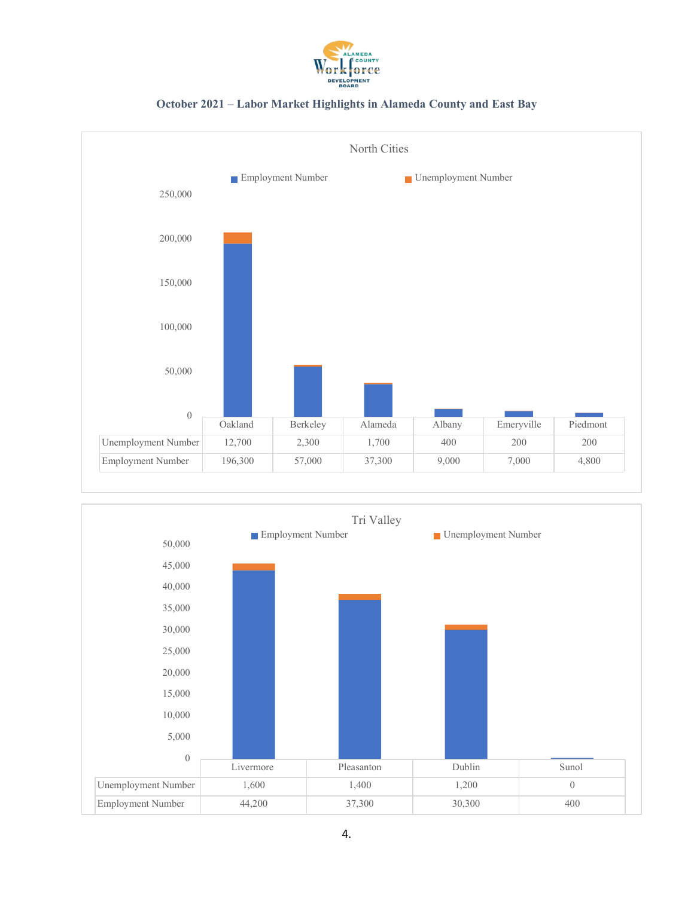## October 2021 – Labor Market Highlights in Alameda County and East Bay

### North Cities

| | Oakland | Berkeley | Alameda | Albany | Emeryville | Piedmont |
|---|---|---|---|---|---|---|
| Unemployment Number | 12,700 | 2,300 | 1,700 | 400 | 200 | 200 |
| Employment Number | 196,300 | 57,000 | 37,300 | 9,000 | 7,000 | 4,800 |

### Tri Valley

| | Livermore | Pleasanton | Dublin | Sunol |
|---|---|---|---|---|
| Unemployment Number | 1,600 | 1,400 | 1,200 | 0 |
| Employment Number | 44,200 | 37,300 | 30,300 | 400 |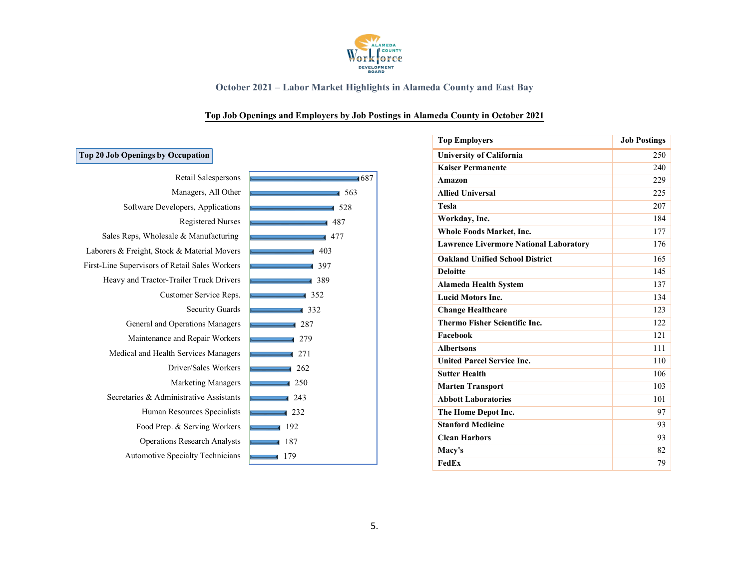## October 2021 – Labor Market Highlights in Alameda County and East Bay

### Top Job Openings and Employers by Job Postings in Alameda County in October 2021

**Top 20 Job Openings by Occupation**

| Occupation | Job Openings |
| --- | --- |
| Retail Salespersons | 687 |
| Managers, All Other | 563 |
| Software Developers, Applications | 528 |
| Registered Nurses | 487 |
| Sales Reps, Wholesale & Manufacturing | 477 |
| Laborers & Freight, Stock & Material Movers | 403 |
| First-Line Supervisors of Retail Sales Workers | 397 |
| Heavy and Tractor-Trailer Truck Drivers | 389 |
| Customer Service Reps. | 352 |
| Security Guards | 332 |
| General and Operations Managers | 287 |
| Maintenance and Repair Workers | 279 |
| Medical and Health Services Managers | 271 |
| Driver/Sales Workers | 262 |
| Marketing Managers | 250 |
| Secretaries & Administrative Assistants | 243 |
| Human Resources Specialists | 232 |
| Food Prep. & Serving Workers | 192 |
| Operations Research Analysts | 187 |
| Automotive Specialty Technicians | 179 |

| Top Employers | Job Postings |
| --- | --- |
| University of California | 250 |
| Kaiser Permanente | 240 |
| Amazon | 229 |
| Allied Universal | 225 |
| Tesla | 207 |
| Workday, Inc. | 184 |
| Whole Foods Market, Inc. | 177 |
| Lawrence Livermore National Laboratory | 176 |
| Oakland Unified School District | 165 |
| Deloitte | 145 |
| Alameda Health System | 137 |
| Lucid Motors Inc. | 134 |
| Change Healthcare | 123 |
| Thermo Fisher Scientific Inc. | 122 |
| Facebook | 121 |
| Albertsons | 111 |
| United Parcel Service Inc. | 110 |
| Sutter Health | 106 |
| Marten Transport | 103 |
| Abbott Laboratories | 101 |
| The Home Depot Inc. | 97 |
| Stanford Medicine | 93 |
| Clean Harbors | 93 |
| Macy's | 82 |
| FedEx | 79 |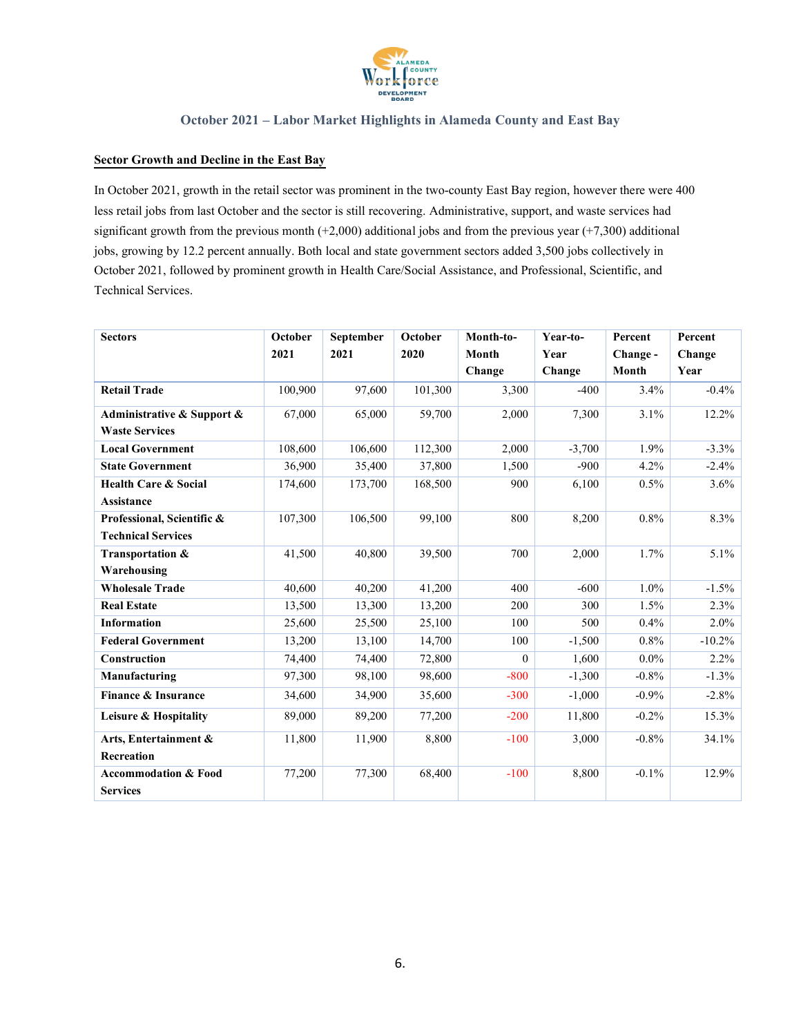### October 2021 – Labor Market Highlights in Alameda County and East Bay

**Sector Growth and Decline in the East Bay**

In October 2021, growth in the retail sector was prominent in the two-county East Bay region, however there were 400 less retail jobs from last October and the sector is still recovering. Administrative, support, and waste services had significant growth from the previous month (+2,000) additional jobs and from the previous year (+7,300) additional jobs, growing by 12.2 percent annually. Both local and state government sectors added 3,500 jobs collectively in October 2021, followed by prominent growth in Health Care/Social Assistance, and Professional, Scientific, and Technical Services.

| Sectors | October 2021 | September 2021 | October 2020 | Month-to-Month Change | Year-to-Year Change | Percent Change - Month | Percent Change Year |
|---|---|---|---|---|---|---|---|
| **Retail Trade** | 100,900 | 97,600 | 101,300 | 3,300 | -400 | 3.4% | -0.4% |
| **Administrative & Support & Waste Services** | 67,000 | 65,000 | 59,700 | 2,000 | 7,300 | 3.1% | 12.2% |
| **Local Government** | 108,600 | 106,600 | 112,300 | 2,000 | -3,700 | 1.9% | -3.3% |
| **State Government** | 36,900 | 35,400 | 37,800 | 1,500 | -900 | 4.2% | -2.4% |
| **Health Care & Social Assistance** | 174,600 | 173,700 | 168,500 | 900 | 6,100 | 0.5% | 3.6% |
| **Professional, Scientific & Technical Services** | 107,300 | 106,500 | 99,100 | 800 | 8,200 | 0.8% | 8.3% |
| **Transportation & Warehousing** | 41,500 | 40,800 | 39,500 | 700 | 2,000 | 1.7% | 5.1% |
| **Wholesale Trade** | 40,600 | 40,200 | 41,200 | 400 | -600 | 1.0% | -1.5% |
| **Real Estate** | 13,500 | 13,300 | 13,200 | 200 | 300 | 1.5% | 2.3% |
| **Information** | 25,600 | 25,500 | 25,100 | 100 | 500 | 0.4% | 2.0% |
| **Federal Government** | 13,200 | 13,100 | 14,700 | 100 | -1,500 | 0.8% | -10.2% |
| **Construction** | 74,400 | 74,400 | 72,800 | 0 | 1,600 | 0.0% | 2.2% |
| **Manufacturing** | 97,300 | 98,100 | 98,600 | -800 | -1,300 | -0.8% | -1.3% |
| **Finance & Insurance** | 34,600 | 34,900 | 35,600 | -300 | -1,000 | -0.9% | -2.8% |
| **Leisure & Hospitality** | 89,000 | 89,200 | 77,200 | -200 | 11,800 | -0.2% | 15.3% |
| **Arts, Entertainment & Recreation** | 11,800 | 11,900 | 8,800 | -100 | 3,000 | -0.8% | 34.1% |
| **Accommodation & Food Services** | 77,200 | 77,300 | 68,400 | -100 | 8,800 | -0.1% | 12.9% |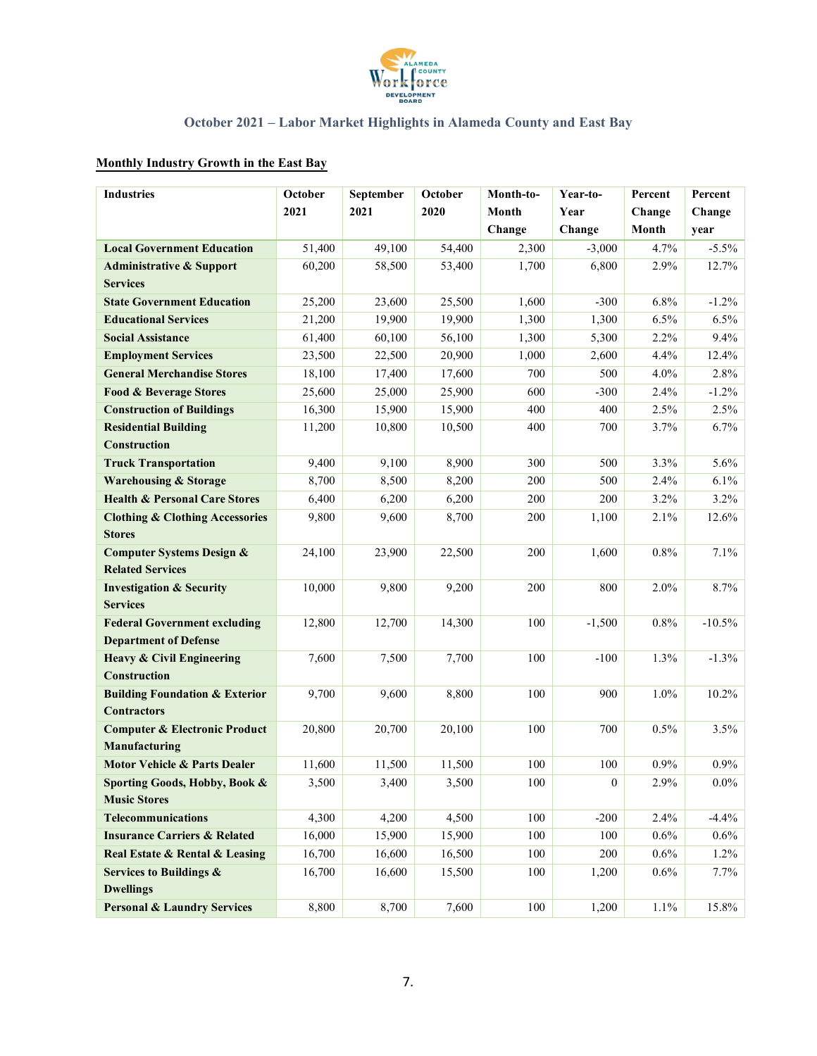## October 2021 – Labor Market Highlights in Alameda County and East Bay

### Monthly Industry Growth in the East Bay

| Industries | October 2021 | September 2021 | October 2020 | Month-to-Month Change | Year-to-Year Change | Percent Change Month | Percent Change year |
|---|---|---|---|---|---|---|---|
| **Local Government Education** | 51,400 | 49,100 | 54,400 | 2,300 | -3,000 | 4.7% | -5.5% |
| **Administrative & Support Services** | 60,200 | 58,500 | 53,400 | 1,700 | 6,800 | 2.9% | 12.7% |
| **State Government Education** | 25,200 | 23,600 | 25,500 | 1,600 | -300 | 6.8% | -1.2% |
| **Educational Services** | 21,200 | 19,900 | 19,900 | 1,300 | 1,300 | 6.5% | 6.5% |
| **Social Assistance** | 61,400 | 60,100 | 56,100 | 1,300 | 5,300 | 2.2% | 9.4% |
| **Employment Services** | 23,500 | 22,500 | 20,900 | 1,000 | 2,600 | 4.4% | 12.4% |
| **General Merchandise Stores** | 18,100 | 17,400 | 17,600 | 700 | 500 | 4.0% | 2.8% |
| **Food & Beverage Stores** | 25,600 | 25,000 | 25,900 | 600 | -300 | 2.4% | -1.2% |
| **Construction of Buildings** | 16,300 | 15,900 | 15,900 | 400 | 400 | 2.5% | 2.5% |
| **Residential Building Construction** | 11,200 | 10,800 | 10,500 | 400 | 700 | 3.7% | 6.7% |
| **Truck Transportation** | 9,400 | 9,100 | 8,900 | 300 | 500 | 3.3% | 5.6% |
| **Warehousing & Storage** | 8,700 | 8,500 | 8,200 | 200 | 500 | 2.4% | 6.1% |
| **Health & Personal Care Stores** | 6,400 | 6,200 | 6,200 | 200 | 200 | 3.2% | 3.2% |
| **Clothing & Clothing Accessories Stores** | 9,800 | 9,600 | 8,700 | 200 | 1,100 | 2.1% | 12.6% |
| **Computer Systems Design & Related Services** | 24,100 | 23,900 | 22,500 | 200 | 1,600 | 0.8% | 7.1% |
| **Investigation & Security Services** | 10,000 | 9,800 | 9,200 | 200 | 800 | 2.0% | 8.7% |
| **Federal Government excluding Department of Defense** | 12,800 | 12,700 | 14,300 | 100 | -1,500 | 0.8% | -10.5% |
| **Heavy & Civil Engineering Construction** | 7,600 | 7,500 | 7,700 | 100 | -100 | 1.3% | -1.3% |
| **Building Foundation & Exterior Contractors** | 9,700 | 9,600 | 8,800 | 100 | 900 | 1.0% | 10.2% |
| **Computer & Electronic Product Manufacturing** | 20,800 | 20,700 | 20,100 | 100 | 700 | 0.5% | 3.5% |
| **Motor Vehicle & Parts Dealer** | 11,600 | 11,500 | 11,500 | 100 | 100 | 0.9% | 0.9% |
| **Sporting Goods, Hobby, Book & Music Stores** | 3,500 | 3,400 | 3,500 | 100 | 0 | 2.9% | 0.0% |
| **Telecommunications** | 4,300 | 4,200 | 4,500 | 100 | -200 | 2.4% | -4.4% |
| **Insurance Carriers & Related** | 16,000 | 15,900 | 15,900 | 100 | 100 | 0.6% | 0.6% |
| **Real Estate & Rental & Leasing** | 16,700 | 16,600 | 16,500 | 100 | 200 | 0.6% | 1.2% |
| **Services to Buildings & Dwellings** | 16,700 | 16,600 | 15,500 | 100 | 1,200 | 0.6% | 7.7% |
| **Personal & Laundry Services** | 8,800 | 8,700 | 7,600 | 100 | 1,200 | 1.1% | 15.8% |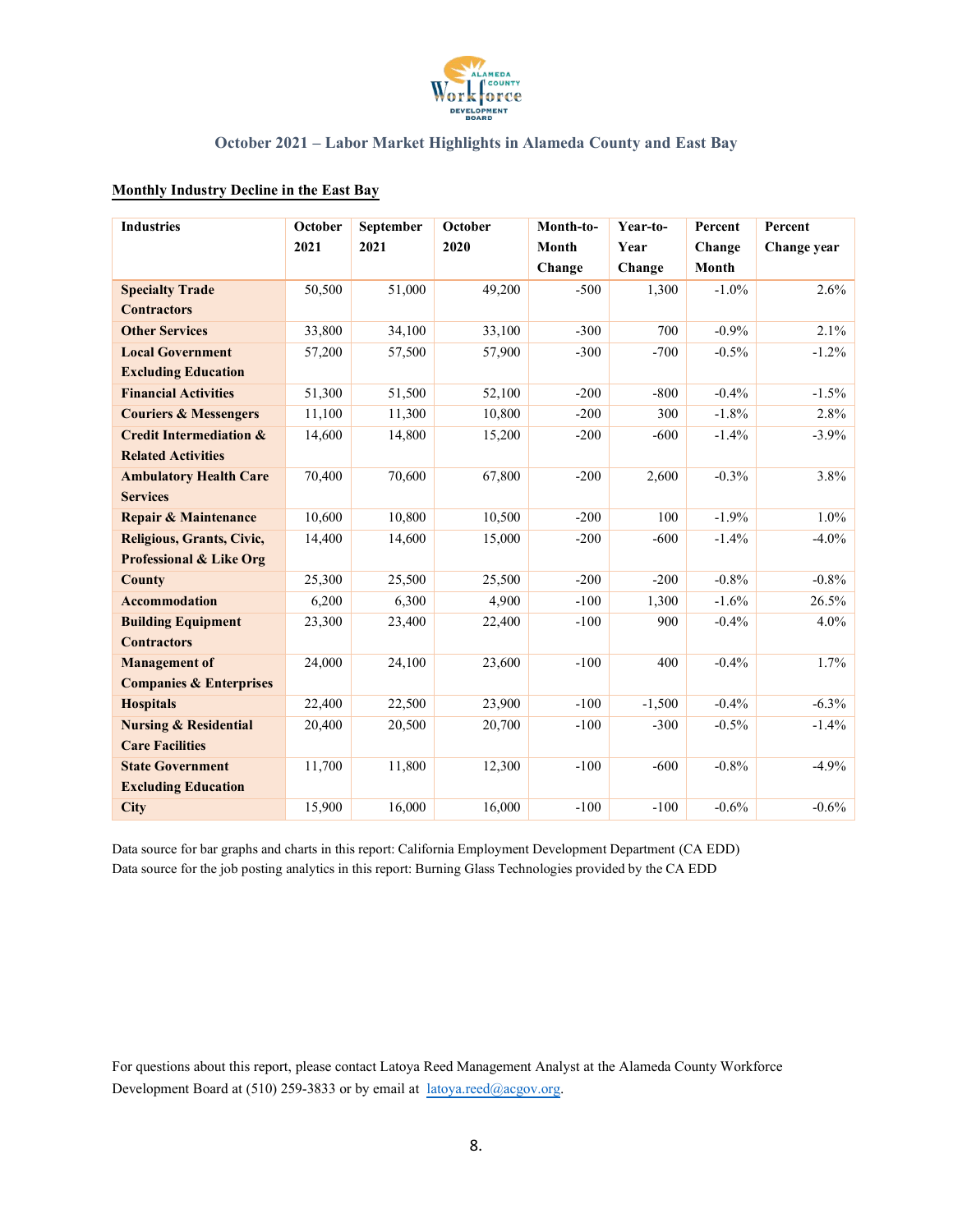## October 2021 – Labor Market Highlights in Alameda County and East Bay

### Monthly Industry Decline in the East Bay

| Industries | October 2021 | September 2021 | October 2020 | Month-to-Month Change | Year-to-Year Change | Percent Change Month | Percent Change year |
|---|---|---|---|---|---|---|---|
| Specialty Trade Contractors | 50,500 | 51,000 | 49,200 | -500 | 1,300 | -1.0% | 2.6% |
| Other Services | 33,800 | 34,100 | 33,100 | -300 | 700 | -0.9% | 2.1% |
| Local Government Excluding Education | 57,200 | 57,500 | 57,900 | -300 | -700 | -0.5% | -1.2% |
| Financial Activities | 51,300 | 51,500 | 52,100 | -200 | -800 | -0.4% | -1.5% |
| Couriers & Messengers | 11,100 | 11,300 | 10,800 | -200 | 300 | -1.8% | 2.8% |
| Credit Intermediation & Related Activities | 14,600 | 14,800 | 15,200 | -200 | -600 | -1.4% | -3.9% |
| Ambulatory Health Care Services | 70,400 | 70,600 | 67,800 | -200 | 2,600 | -0.3% | 3.8% |
| Repair & Maintenance | 10,600 | 10,800 | 10,500 | -200 | 100 | -1.9% | 1.0% |
| Religious, Grants, Civic, Professional & Like Org | 14,400 | 14,600 | 15,000 | -200 | -600 | -1.4% | -4.0% |
| County | 25,300 | 25,500 | 25,500 | -200 | -200 | -0.8% | -0.8% |
| Accommodation | 6,200 | 6,300 | 4,900 | -100 | 1,300 | -1.6% | 26.5% |
| Building Equipment Contractors | 23,300 | 23,400 | 22,400 | -100 | 900 | -0.4% | 4.0% |
| Management of Companies & Enterprises | 24,000 | 24,100 | 23,600 | -100 | 400 | -0.4% | 1.7% |
| Hospitals | 22,400 | 22,500 | 23,900 | -100 | -1,500 | -0.4% | -6.3% |
| Nursing & Residential Care Facilities | 20,400 | 20,500 | 20,700 | -100 | -300 | -0.5% | -1.4% |
| State Government Excluding Education | 11,700 | 11,800 | 12,300 | -100 | -600 | -0.8% | -4.9% |
| City | 15,900 | 16,000 | 16,000 | -100 | -100 | -0.6% | -0.6% |

Data source for bar graphs and charts in this report: California Employment Development Department (CA EDD)
Data source for the job posting analytics in this report: Burning Glass Technologies provided by the CA EDD

For questions about this report, please contact Latoya Reed Management Analyst at the Alameda County Workforce Development Board at (510) 259-3833 or by email at latoya.reed@acgov.org.